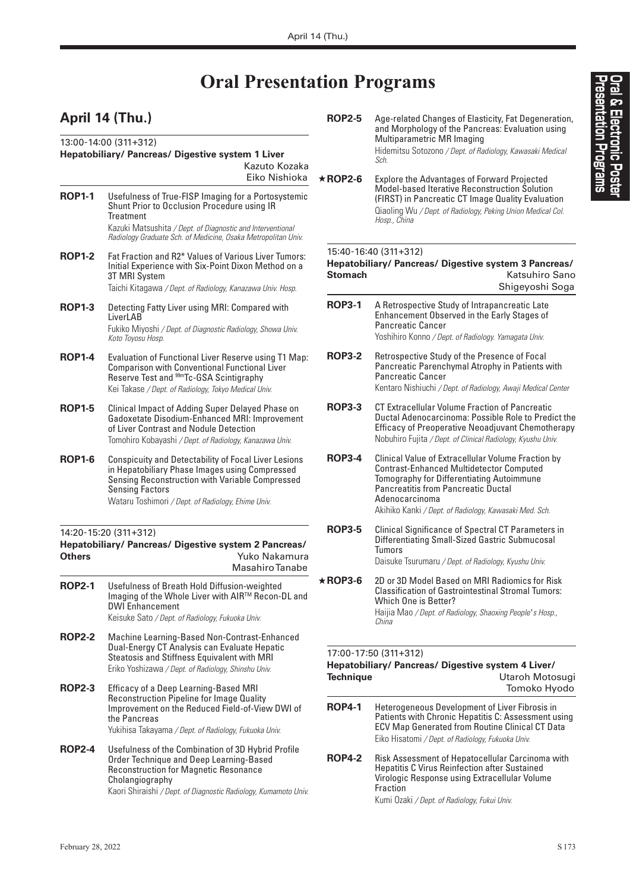# Oral Presentation Programs

## April 14 (Thu.)

### 13:00-14:00 (311+312)

**Hepatobiliary/ Pancreas/ Digestive system 1 Liver**

Kazuto Kozaka
Eiko Nishioka

**ROP1-1** Usefulness of True-FISP Imaging for a Portosystemic Shunt Prior to Occlusion Procedure using IR Treatment
Kazuki Matsushita */ Dept. of Diagnostic and Interventional Radiology Graduate Sch. of Medicine, Osaka Metropolitan Univ.*

**ROP1-2** Fat Fraction and R2* Values of Various Liver Tumors: Initial Experience with Six-Point Dixon Method on a 3T MRI System
Taichi Kitagawa */ Dept. of Radiology, Kanazawa Univ. Hosp.*

**ROP1-3** Detecting Fatty Liver using MRI: Compared with LiverLAB
Fukiko Miyoshi */ Dept. of Diagnostic Radiology, Showa Univ. Koto Toyosu Hosp.*

**ROP1-4** Evaluation of Functional Liver Reserve using T1 Map: Comparison with Conventional Functional Liver Reserve Test and $^{99m}$Tc-GSA Scintigraphy
Kei Takase */ Dept. of Radiology, Tokyo Medical Univ.*

**ROP1-5** Clinical Impact of Adding Super Delayed Phase on Gadoxetate Disodium-Enhanced MRI: Improvement of Liver Contrast and Nodule Detection
Tomohiro Kobayashi */ Dept. of Radiology, Kanazawa Univ.*

**ROP1-6** Conspicuity and Detectability of Focal Liver Lesions in Hepatobiliary Phase Images using Compressed Sensing Reconstruction with Variable Compressed Sensing Factors
Wataru Toshimori */ Dept. of Radiology, Ehime Univ.*

### 14:20-15:20 (311+312)

**Hepatobiliary/ Pancreas/ Digestive system 2 Pancreas/ Others**

Yuko Nakamura
Masahiro Tanabe

**ROP2-1** Usefulness of Breath Hold Diffusion-weighted Imaging of the Whole Liver with AIR™ Recon-DL and DWI Enhancement
Keisuke Sato */ Dept. of Radiology, Fukuoka Univ.*

**ROP2-2** Machine Learning-Based Non-Contrast-Enhanced Dual-Energy CT Analysis can Evaluate Hepatic Steatosis and Stiffness Equivalent with MRI
Eriko Yoshizawa */ Dept. of Radiology, Shinshu Univ.*

**ROP2-3** Efficacy of a Deep Learning-Based MRI Reconstruction Pipeline for Image Quality Improvement on the Reduced Field-of-View DWI of the Pancreas
Yukihisa Takayama */ Dept. of Radiology, Fukuoka Univ.*

**ROP2-4** Usefulness of the Combination of 3D Hybrid Profile Order Technique and Deep Learning-Based Reconstruction for Magnetic Resonance Cholangiography
Kaori Shiraishi */ Dept. of Diagnostic Radiology, Kumamoto Univ.*

**ROP2-5** Age-related Changes of Elasticity, Fat Degeneration, and Morphology of the Pancreas: Evaluation using Multiparametric MR Imaging
Hidemitsu Sotozono */ Dept. of Radiology, Kawasaki Medical Sch.*

★**ROP2-6** Explore the Advantages of Forward Projected Model-based Iterative Reconstruction Solution (FIRST) in Pancreatic CT Image Quality Evaluation
Qiaoling Wu */ Dept. of Radiology, Peking Union Medical Col. Hosp., China*

### 15:40-16:40 (311+312)

**Hepatobiliary/ Pancreas/ Digestive system 3 Pancreas/ Stomach**

Katsuhiro Sano
Shigeyoshi Soga

**ROP3-1** A Retrospective Study of Intrapancreatic Late Enhancement Observed in the Early Stages of Pancreatic Cancer
Yoshihiro Konno */ Dept. of Radiology. Yamagata Univ.*

**ROP3-2** Retrospective Study of the Presence of Focal Pancreatic Parenchymal Atrophy in Patients with Pancreatic Cancer
Kentaro Nishiuchi */ Dept. of Radiology, Awaji Medical Center*

**ROP3-3** CT Extracellular Volume Fraction of Pancreatic Ductal Adenocarcinoma: Possible Role to Predict the Efficacy of Preoperative Neoadjuvant Chemotherapy
Nobuhiro Fujita */ Dept. of Clinical Radiology, Kyushu Univ.*

**ROP3-4** Clinical Value of Extracellular Volume Fraction by Contrast-Enhanced Multidetector Computed Tomography for Differentiating Autoimmune Pancreatitis from Pancreatic Ductal Adenocarcinoma
Akihiko Kanki */ Dept. of Radiology, Kawasaki Med. Sch.*

**ROP3-5** Clinical Significance of Spectral CT Parameters in Differentiating Small-Sized Gastric Submucosal Tumors
Daisuke Tsurumaru */ Dept. of Radiology, Kyushu Univ.*

★**ROP3-6** 2D or 3D Model Based on MRI Radiomics for Risk Classification of Gastrointestinal Stromal Tumors: Which One is Better?
Haijia Mao */ Dept. of Radiology, Shaoxing People's Hosp., China*

### 17:00-17:50 (311+312)

**Hepatobiliary/ Pancreas/ Digestive system 4 Liver/ Technique**

Utaroh Motosugi
Tomoko Hyodo

**ROP4-1** Heterogeneous Development of Liver Fibrosis in Patients with Chronic Hepatitis C: Assessment using ECV Map Generated from Routine Clinical CT Data
Eiko Hisatomi */ Dept. of Radiology, Fukuoka Univ.*

**ROP4-2** Risk Assessment of Hepatocellular Carcinoma with Hepatitis C Virus Reinfection after Sustained Virologic Response using Extracellular Volume Fraction
Kumi Ozaki */ Dept. of Radiology, Fukui Univ.*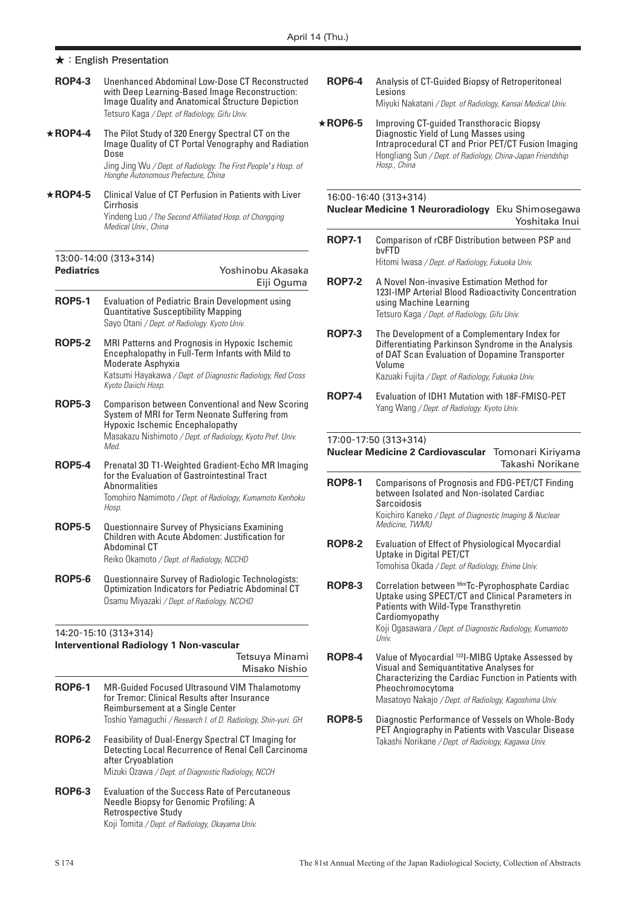★ : English Presentation

**ROP4-3** Unenhanced Abdominal Low-Dose CT Reconstructed with Deep Learning-Based Image Reconstruction: Image Quality and Anatomical Structure Depiction
Tetsuro Kaga */ Dept. of Radiology, Gifu Univ.*

**★ROP4-4** The Pilot Study of 320 Energy Spectral CT on the Image Quality of CT Portal Venography and Radiation Dose
Jing Jing Wu */ Dept. of Radiology. The First People's Hosp. of Honghe Autonomous Prefecture, China*

**★ROP4-5** Clinical Value of CT Perfusion in Patients with Liver Cirrhosis
Yindeng Luo */ The Second Affiliated Hosp. of Chongqing Medical Univ., China*

13:00-14:00 (313+314)
**Pediatrics** Yoshinobu Akasaka, Eiji Oguma

**ROP5-1** Evaluation of Pediatric Brain Development using Quantitative Susceptibility Mapping
Sayo Otani */ Dept. of Radiology. Kyoto Univ.*

**ROP5-2** MRI Patterns and Prognosis in Hypoxic Ischemic Encephalopathy in Full-Term Infants with Mild to Moderate Asphyxia
Katsumi Hayakawa */ Dept. of Diagnostic Radiology, Red Cross Kyoto Daiichi Hosp.*

**ROP5-3** Comparison between Conventional and New Scoring System of MRI for Term Neonate Suffering from Hypoxic Ischemic Encephalopathy
Masakazu Nishimoto */ Dept. of Radiology, Kyoto Pref. Univ. Med.*

**ROP5-4** Prenatal 3D T1-Weighted Gradient-Echo MR Imaging for the Evaluation of Gastrointestinal Tract Abnormalities
Tomohiro Namimoto */ Dept. of Radiology, Kumamoto Kenhoku Hosp.*

**ROP5-5** Questionnaire Survey of Physicians Examining Children with Acute Abdomen: Justification for Abdominal CT
Reiko Okamoto */ Dept. of Radiology, NCCHD*

**ROP5-6** Questionnaire Survey of Radiologic Technologists: Optimization Indicators for Pediatric Abdominal CT
Osamu Miyazaki */ Dept. of Radiology, NCCHD*

14:20-15:10 (313+314)
**Interventional Radiology 1 Non-vascular** Tetsuya Minami, Misako Nishio

**ROP6-1** MR-Guided Focused Ultrasound VIM Thalamotomy for Tremor: Clinical Results after Insurance Reimbursement at a Single Center
Toshio Yamaguchi */ Research I. of D. Radiology, Shin-yuri. GH*

**ROP6-2** Feasibility of Dual-Energy Spectral CT Imaging for Detecting Local Recurrence of Renal Cell Carcinoma after Cryoablation
Mizuki Ozawa */ Dept. of Diagnostic Radiology, NCCH*

**ROP6-3** Evaluation of the Success Rate of Percutaneous Needle Biopsy for Genomic Profiling: A Retrospective Study
Koji Tomita */ Dept. of Radiology, Okayama Univ.*

**ROP6-4** Analysis of CT-Guided Biopsy of Retroperitoneal Lesions
Miyuki Nakatani */ Dept. of Radiology, Kansai Medical Univ.*

**★ROP6-5** Improving CT-guided Transthoracic Biopsy Diagnostic Yield of Lung Masses using Intraprocedural CT and Prior PET/CT Fusion Imaging
Hongliang Sun */ Dept. of Radiology, China-Japan Friendship Hosp., China*

16:00-16:40 (313+314)
**Nuclear Medicine 1 Neuroradiology** Eku Shimosegawa, Yoshitaka Inui

**ROP7-1** Comparison of rCBF Distribution between PSP and bvFTD
Hitomi Iwasa */ Dept. of Radiology, Fukuoka Univ.*

**ROP7-2** A Novel Non-invasive Estimation Method for 123I-IMP Arterial Blood Radioactivity Concentration using Machine Learning
Tetsuro Kaga */ Dept. of Radiology, Gifu Univ.*

**ROP7-3** The Development of a Complementary Index for Differentiating Parkinson Syndrome in the Analysis of DAT Scan Evaluation of Dopamine Transporter Volume
Kazuaki Fujita */ Dept. of Radiology, Fukuoka Univ.*

**ROP7-4** Evaluation of IDH1 Mutation with 18F-FMISO-PET
Yang Wang */ Dept. of Radiology. Kyoto Univ.*

17:00-17:50 (313+314)
**Nuclear Medicine 2 Cardiovascular** Tomonari Kiriyama, Takashi Norikane

**ROP8-1** Comparisons of Prognosis and FDG-PET/CT Finding between Isolated and Non-isolated Cardiac Sarcoidosis
Koichiro Kaneko */ Dept. of Diagnostic Imaging & Nuclear Medicine, TWMU*

**ROP8-2** Evaluation of Effect of Physiological Myocardial Uptake in Digital PET/CT
Tomohisa Okada */ Dept. of Radiology, Ehime Univ.*

**ROP8-3** Correlation between $^{99m}$Tc-Pyrophosphate Cardiac Uptake using SPECT/CT and Clinical Parameters in Patients with Wild-Type Transthyretin Cardiomyopathy
Koji Ogasawara */ Dept. of Diagnostic Radiology, Kumamoto Univ.*

**ROP8-4** Value of Myocardial $^{123}$I-MIBG Uptake Assessed by Visual and Semiquantitative Analyses for Characterizing the Cardiac Function in Patients with Pheochromocytoma
Masatoyo Nakajo */ Dept. of Radiology, Kagoshima Univ.*

**ROP8-5** Diagnostic Performance of Vessels on Whole-Body PET Angiography in Patients with Vascular Disease
Takashi Norikane */ Dept. of Radiology, Kagawa Univ.*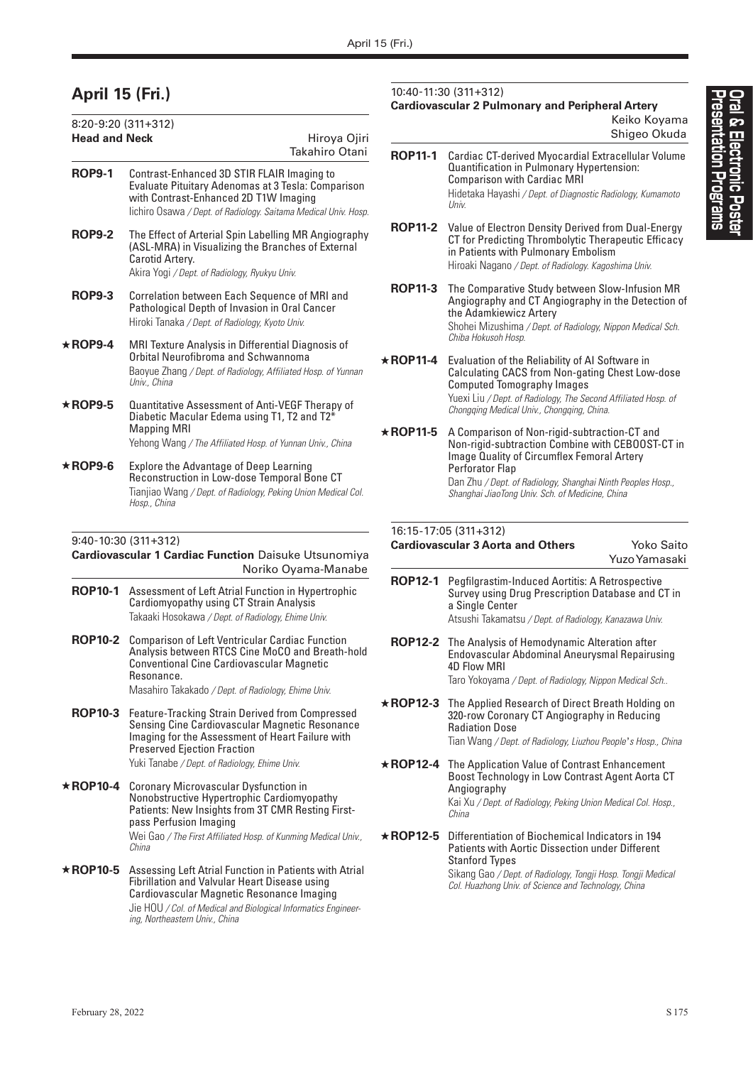## April 15 (Fri.)

### 8:20-9:20 (311+312)

**Head and Neck** — Hiroya Ojiri, Takahiro Otani

**ROP9-1** Contrast-Enhanced 3D STIR FLAIR Imaging to Evaluate Pituitary Adenomas at 3 Tesla: Comparison with Contrast-Enhanced 2D T1W Imaging
Iichiro Osawa */ Dept. of Radiology. Saitama Medical Univ. Hosp.*

**ROP9-2** The Effect of Arterial Spin Labelling MR Angiography (ASL-MRA) in Visualizing the Branches of External Carotid Artery.
Akira Yogi */ Dept. of Radiology, Ryukyu Univ.*

**ROP9-3** Correlation between Each Sequence of MRI and Pathological Depth of Invasion in Oral Cancer
Hiroki Tanaka */ Dept. of Radiology, Kyoto Univ.*

**★ROP9-4** MRI Texture Analysis in Differential Diagnosis of Orbital Neurofibroma and Schwannoma
Baoyue Zhang */ Dept. of Radiology, Affiliated Hosp. of Yunnan Univ., China*

**★ROP9-5** Quantitative Assessment of Anti-VEGF Therapy of Diabetic Macular Edema using T1, T2 and T2* Mapping MRI
Yehong Wang */ The Affiliated Hosp. of Yunnan Univ., China*

**★ROP9-6** Explore the Advantage of Deep Learning Reconstruction in Low-dose Temporal Bone CT
Tianjiao Wang */ Dept. of Radiology, Peking Union Medical Col. Hosp., China*

### 9:40-10:30 (311+312)

**Cardiovascular 1 Cardiac Function** — Daisuke Utsunomiya, Noriko Oyama-Manabe

**ROP10-1** Assessment of Left Atrial Function in Hypertrophic Cardiomyopathy using CT Strain Analysis
Takaaki Hosokawa */ Dept. of Radiology, Ehime Univ.*

**ROP10-2** Comparison of Left Ventricular Cardiac Function Analysis between RTCS Cine MoCO and Breath-hold Conventional Cine Cardiovascular Magnetic Resonance.
Masahiro Takakado */ Dept. of Radiology, Ehime Univ.*

**ROP10-3** Feature-Tracking Strain Derived from Compressed Sensing Cine Cardiovascular Magnetic Resonance Imaging for the Assessment of Heart Failure with Preserved Ejection Fraction
Yuki Tanabe */ Dept. of Radiology, Ehime Univ.*

**★ROP10-4** Coronary Microvascular Dysfunction in Nonobstructive Hypertrophic Cardiomyopathy Patients: New Insights from 3T CMR Resting First-pass Perfusion Imaging
Wei Gao */ The First Affiliated Hosp. of Kunming Medical Univ., China*

**★ROP10-5** Assessing Left Atrial Function in Patients with Atrial Fibrillation and Valvular Heart Disease using Cardiovascular Magnetic Resonance Imaging
Jie HOU */ Col. of Medical and Biological Informatics Engineering, Northeastern Univ., China*

### 10:40-11:30 (311+312)

**Cardiovascular 2 Pulmonary and Peripheral Artery** — Keiko Koyama, Shigeo Okuda

**ROP11-1** Cardiac CT-derived Myocardial Extracellular Volume Quantification in Pulmonary Hypertension: Comparison with Cardiac MRI
Hidetaka Hayashi */ Dept. of Diagnostic Radiology, Kumamoto Univ.*

**ROP11-2** Value of Electron Density Derived from Dual-Energy CT for Predicting Thrombolytic Therapeutic Efficacy in Patients with Pulmonary Embolism
Hiroaki Nagano */ Dept. of Radiology. Kagoshima Univ.*

**ROP11-3** The Comparative Study between Slow-Infusion MR Angiography and CT Angiography in the Detection of the Adamkiewicz Artery
Shohei Mizushima */ Dept. of Radiology, Nippon Medical Sch. Chiba Hokusoh Hosp.*

**★ROP11-4** Evaluation of the Reliability of AI Software in Calculating CACS from Non-gating Chest Low-dose Computed Tomography Images
Yuexi Liu */ Dept. of Radiology, The Second Affiliated Hosp. of Chongqing Medical Univ., Chongqing, China.*

**★ROP11-5** A Comparison of Non-rigid-subtraction-CT and Non-rigid-subtraction Combine with CEBOOST-CT in Image Quality of Circumflex Femoral Artery Perforator Flap
Dan Zhu */ Dept. of Radiology, Shanghai Ninth Peoples Hosp., Shanghai JiaoTong Univ. Sch. of Medicine, China*

### 16:15-17:05 (311+312)

**Cardiovascular 3 Aorta and Others** — Yoko Saito, Yuzo Yamasaki

**ROP12-1** Pegfilgrastim-Induced Aortitis: A Retrospective Survey using Drug Prescription Database and CT in a Single Center
Atsushi Takamatsu */ Dept. of Radiology, Kanazawa Univ.*

**ROP12-2** The Analysis of Hemodynamic Alteration after Endovascular Abdominal Aneurysmal Repairusing 4D Flow MRI
Taro Yokoyama */ Dept. of Radiology, Nippon Medical Sch..*

**★ROP12-3** The Applied Research of Direct Breath Holding on 320-row Coronary CT Angiography in Reducing Radiation Dose
Tian Wang */ Dept. of Radiology, Liuzhou People's Hosp., China*

**★ROP12-4** The Application Value of Contrast Enhancement Boost Technology in Low Contrast Agent Aorta CT Angiography
Kai Xu */ Dept. of Radiology, Peking Union Medical Col. Hosp., China*

**★ROP12-5** Differentiation of Biochemical Indicators in 194 Patients with Aortic Dissection under Different Stanford Types
Sikang Gao */ Dept. of Radiology, Tongji Hosp. Tongji Medical Col. Huazhong Univ. of Science and Technology, China*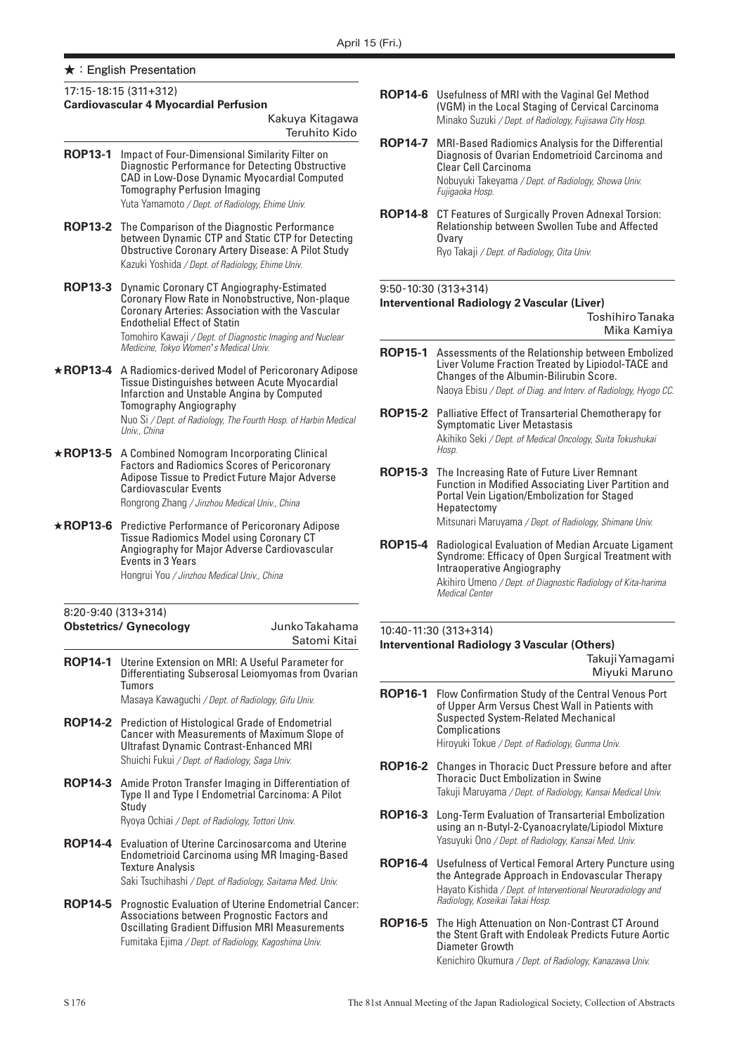★：English Presentation

### 17:15-18:15 (311+312)
**Cardiovascular 4 Myocardial Perfusion**

Kakuya Kitagawa
Teruhito Kido

**ROP13-1** Impact of Four-Dimensional Similarity Filter on Diagnostic Performance for Detecting Obstructive CAD in Low-Dose Dynamic Myocardial Computed Tomography Perfusion Imaging
Yuta Yamamoto */ Dept. of Radiology, Ehime Univ.*

**ROP13-2** The Comparison of the Diagnostic Performance between Dynamic CTP and Static CTP for Detecting Obstructive Coronary Artery Disease: A Pilot Study
Kazuki Yoshida */ Dept. of Radiology, Ehime Univ.*

**ROP13-3** Dynamic Coronary CT Angiography-Estimated Coronary Flow Rate in Nonobstructive, Non-plaque Coronary Arteries: Association with the Vascular Endothelial Effect of Statin
Tomohiro Kawaji */ Dept. of Diagnostic Imaging and Nuclear Medicine, Tokyo Women's Medical Univ.*

**★ROP13-4** A Radiomics-derived Model of Pericoronary Adipose Tissue Distinguishes between Acute Myocardial Infarction and Unstable Angina by Computed Tomography Angiography
Nuo Si */ Dept. of Radiology, The Fourth Hosp. of Harbin Medical Univ., China*

**★ROP13-5** A Combined Nomogram Incorporating Clinical Factors and Radiomics Scores of Pericoronary Adipose Tissue to Predict Future Major Adverse Cardiovascular Events
Rongrong Zhang */ Jinzhou Medical Univ., China*

**★ROP13-6** Predictive Performance of Pericoronary Adipose Tissue Radiomics Model using Coronary CT Angiography for Major Adverse Cardiovascular Events in 3 Years
Hongrui You */ Jinzhou Medical Univ., China*

### 8:20-9:40 (313+314)
**Obstetrics/ Gynecology**

Junko Takahama
Satomi Kitai

**ROP14-1** Uterine Extension on MRI: A Useful Parameter for Differentiating Subserosal Leiomyomas from Ovarian Tumors
Masaya Kawaguchi */ Dept. of Radiology, Gifu Univ.*

**ROP14-2** Prediction of Histological Grade of Endometrial Cancer with Measurements of Maximum Slope of Ultrafast Dynamic Contrast-Enhanced MRI
Shuichi Fukui */ Dept. of Radiology, Saga Univ.*

**ROP14-3** Amide Proton Transfer Imaging in Differentiation of Type II and Type I Endometrial Carcinoma: A Pilot Study
Ryoya Ochiai */ Dept. of Radiology, Tottori Univ.*

**ROP14-4** Evaluation of Uterine Carcinosarcoma and Uterine Endometrioid Carcinoma using MR Imaging-Based Texture Analysis
Saki Tsuchihashi */ Dept. of Radiology, Saitama Med. Univ.*

**ROP14-5** Prognostic Evaluation of Uterine Endometrial Cancer: Associations between Prognostic Factors and Oscillating Gradient Diffusion MRI Measurements
Fumitaka Ejima */ Dept. of Radiology, Kagoshima Univ.*

**ROP14-6** Usefulness of MRI with the Vaginal Gel Method (VGM) in the Local Staging of Cervical Carcinoma
Minako Suzuki */ Dept. of Radiology, Fujisawa City Hosp.*

**ROP14-7** MRI-Based Radiomics Analysis for the Differential Diagnosis of Ovarian Endometrioid Carcinoma and Clear Cell Carcinoma
Nobuyuki Takeyama */ Dept. of Radiology, Showa Univ. Fujigaoka Hosp.*

**ROP14-8** CT Features of Surgically Proven Adnexal Torsion: Relationship between Swollen Tube and Affected Ovary
Ryo Takaji */ Dept. of Radiology, Oita Univ.*

### 9:50-10:30 (313+314)
**Interventional Radiology 2 Vascular (Liver)**

Toshihiro Tanaka
Mika Kamiya

**ROP15-1** Assessments of the Relationship between Embolized Liver Volume Fraction Treated by Lipiodol-TACE and Changes of the Albumin-Bilirubin Score.
Naoya Ebisu */ Dept. of Diag. and Interv. of Radiology, Hyogo CC.*

**ROP15-2** Palliative Effect of Transarterial Chemotherapy for Symptomatic Liver Metastasis
Akihiko Seki */ Dept. of Medical Oncology, Suita Tokushukai Hosp.*

**ROP15-3** The Increasing Rate of Future Liver Remnant Function in Modified Associating Liver Partition and Portal Vein Ligation/Embolization for Staged Hepatectomy
Mitsunari Maruyama */ Dept. of Radiology, Shimane Univ.*

**ROP15-4** Radiological Evaluation of Median Arcuate Ligament Syndrome: Efficacy of Open Surgical Treatment with Intraoperative Angiography
Akihiro Umeno */ Dept. of Diagnostic Radiology of Kita-harima Medical Center*

### 10:40-11:30 (313+314)
**Interventional Radiology 3 Vascular (Others)**

Takuji Yamagami
Miyuki Maruno

**ROP16-1** Flow Confirmation Study of the Central Venous Port of Upper Arm Versus Chest Wall in Patients with Suspected System-Related Mechanical Complications
Hiroyuki Tokue */ Dept. of Radiology, Gunma Univ.*

**ROP16-2** Changes in Thoracic Duct Pressure before and after Thoracic Duct Embolization in Swine
Takuji Maruyama */ Dept. of Radiology, Kansai Medical Univ.*

**ROP16-3** Long-Term Evaluation of Transarterial Embolization using an n-Butyl-2-Cyanoacrylate/Lipiodol Mixture
Yasuyuki Ono */ Dept. of Radiology, Kansai Med. Univ.*

**ROP16-4** Usefulness of Vertical Femoral Artery Puncture using the Antegrade Approach in Endovascular Therapy
Hayato Kishida */ Dept. of Interventional Neuroradiology and Radiology, Koseikai Takai Hosp.*

**ROP16-5** The High Attenuation on Non-Contrast CT Around the Stent Graft with Endoleak Predicts Future Aortic Diameter Growth
Kenichiro Okumura */ Dept. of Radiology, Kanazawa Univ.*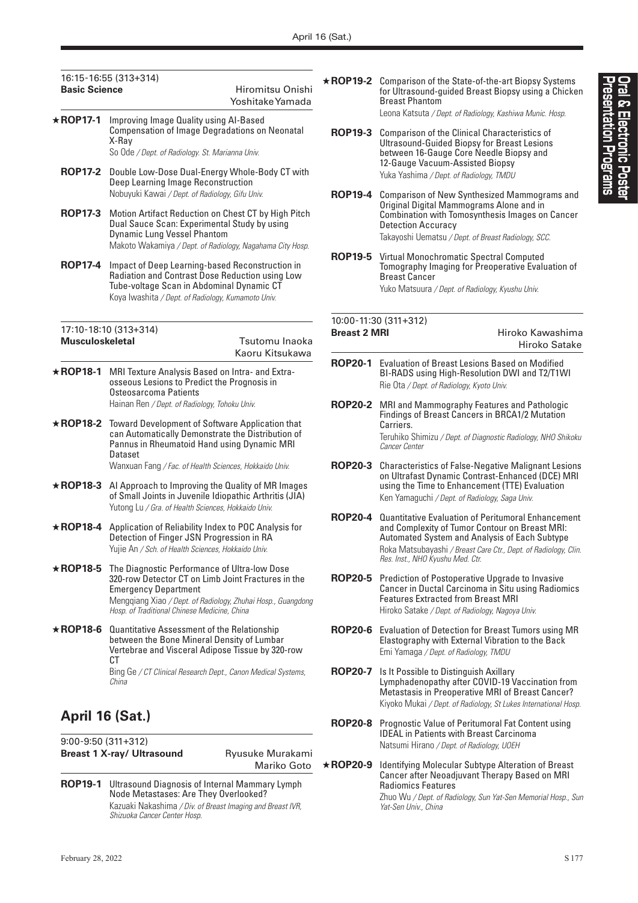16:15-16:55 (313+314)
**Basic Science** Hiromitsu Onishi, Yoshitake Yamada

**★ROP17-1** Improving Image Quality using AI-Based Compensation of Image Degradations on Neonatal X-Ray
So Ode */ Dept. of Radiology. St. Marianna Univ.*

**ROP17-2** Double Low-Dose Dual-Energy Whole-Body CT with Deep Learning Image Reconstruction
Nobuyuki Kawai */ Dept. of Radiology, Gifu Univ.*

**ROP17-3** Motion Artifact Reduction on Chest CT by High Pitch Dual Sauce Scan: Experimental Study by using Dynamic Lung Vessel Phantom
Makoto Wakamiya */ Dept. of Radiology, Nagahama City Hosp.*

**ROP17-4** Impact of Deep Learning-based Reconstruction in Radiation and Contrast Dose Reduction using Low Tube-voltage Scan in Abdominal Dynamic CT
Koya Iwashita */ Dept. of Radiology, Kumamoto Univ.*

17:10-18:10 (313+314)
**Musculoskeletal** Tsutomu Inaoka, Kaoru Kitsukawa

**★ROP18-1** MRI Texture Analysis Based on Intra- and Extra-osseous Lesions to Predict the Prognosis in Osteosarcoma Patients
Hainan Ren */ Dept. of Radiology, Tohoku Univ.*

**★ROP18-2** Toward Development of Software Application that can Automatically Demonstrate the Distribution of Pannus in Rheumatoid Hand using Dynamic MRI Dataset
Wanxuan Fang */ Fac. of Health Sciences, Hokkaido Univ.*

**★ROP18-3** AI Approach to Improving the Quality of MR Images of Small Joints in Juvenile Idiopathic Arthritis (JIA)
Yutong Lu */ Gra. of Health Sciences, Hokkaido Univ.*

**★ROP18-4** Application of Reliability Index to POC Analysis for Detection of Finger JSN Progression in RA
Yujie An */ Sch. of Health Sciences, Hokkaido Univ.*

**★ROP18-5** The Diagnostic Performance of Ultra-low Dose 320-row Detector CT on Limb Joint Fractures in the Emergency Department
Mengqiang Xiao */ Dept. of Radiology, Zhuhai Hosp., Guangdong Hosp. of Traditional Chinese Medicine, China*

**★ROP18-6** Quantitative Assessment of the Relationship between the Bone Mineral Density of Lumbar Vertebrae and Visceral Adipose Tissue by 320-row CT
Bing Ge */ CT Clinical Research Dept., Canon Medical Systems, China*

## April 16 (Sat.)

9:00-9:50 (311+312)
**Breast 1 X-ray/ Ultrasound** Ryusuke Murakami, Mariko Goto

**ROP19-1** Ultrasound Diagnosis of Internal Mammary Lymph Node Metastases: Are They Overlooked?
Kazuaki Nakashima */ Div. of Breast Imaging and Breast IVR, Shizuoka Cancer Center Hosp.*

**★ROP19-2** Comparison of the State-of-the-art Biopsy Systems for Ultrasound-guided Breast Biopsy using a Chicken Breast Phantom
Leona Katsuta */ Dept. of Radiology, Kashiwa Munic. Hosp.*

**ROP19-3** Comparison of the Clinical Characteristics of Ultrasound-Guided Biopsy for Breast Lesions between 16-Gauge Core Needle Biopsy and 12-Gauge Vacuum-Assisted Biopsy
Yuka Yashima */ Dept. of Radiology, TMDU*

**ROP19-4** Comparison of New Synthesized Mammograms and Original Digital Mammograms Alone and in Combination with Tomosynthesis Images on Cancer Detection Accuracy
Takayoshi Uematsu */ Dept. of Breast Radiology, SCC.*

**ROP19-5** Virtual Monochromatic Spectral Computed Tomography Imaging for Preoperative Evaluation of Breast Cancer
Yuko Matsuura */ Dept. of Radiology, Kyushu Univ.*

10:00-11:30 (311+312)
**Breast 2 MRI** Hiroko Kawashima, Hiroko Satake

**ROP20-1** Evaluation of Breast Lesions Based on Modified BI-RADS using High-Resolution DWI and T2/T1WI
Rie Ota */ Dept. of Radiology, Kyoto Univ.*

**ROP20-2** MRI and Mammography Features and Pathologic Findings of Breast Cancers in BRCA1/2 Mutation Carriers.
Teruhiko Shimizu */ Dept. of Diagnostic Radiology, NHO Shikoku Cancer Center*

**ROP20-3** Characteristics of False-Negative Malignant Lesions on Ultrafast Dynamic Contrast-Enhanced (DCE) MRI using the Time to Enhancement (TTE) Evaluation
Ken Yamaguchi */ Dept. of Radiology, Saga Univ.*

**ROP20-4** Quantitative Evaluation of Peritumoral Enhancement and Complexity of Tumor Contour on Breast MRI: Automated System and Analysis of Each Subtype
Roka Matsubayashi */ Breast Care Ctr., Dept. of Radiology, Clin. Res. Inst., NHO Kyushu Med. Ctr.*

**ROP20-5** Prediction of Postoperative Upgrade to Invasive Cancer in Ductal Carcinoma in Situ using Radiomics Features Extracted from Breast MRI
Hiroko Satake */ Dept. of Radiology, Nagoya Univ.*

**ROP20-6** Evaluation of Detection for Breast Tumors using MR Elastography with External Vibration to the Back
Emi Yamaga */ Dept. of Radiology, TMDU*

**ROP20-7** Is It Possible to Distinguish Axillary Lymphadenopathy after COVID-19 Vaccination from Metastasis in Preoperative MRI of Breast Cancer?
Kiyoko Mukai */ Dept. of Radiology, St Lukes International Hosp.*

**ROP20-8** Prognostic Value of Peritumoral Fat Content using IDEAL in Patients with Breast Carcinoma
Natsumi Hirano */ Dept. of Radiology, UOEH*

**★ROP20-9** Identifying Molecular Subtype Alteration of Breast Cancer after Neoadjuvant Therapy Based on MRI Radiomics Features
Zhuo Wu */ Dept. of Radiology, Sun Yat-Sen Memorial Hosp., Sun Yat-Sen Univ., China*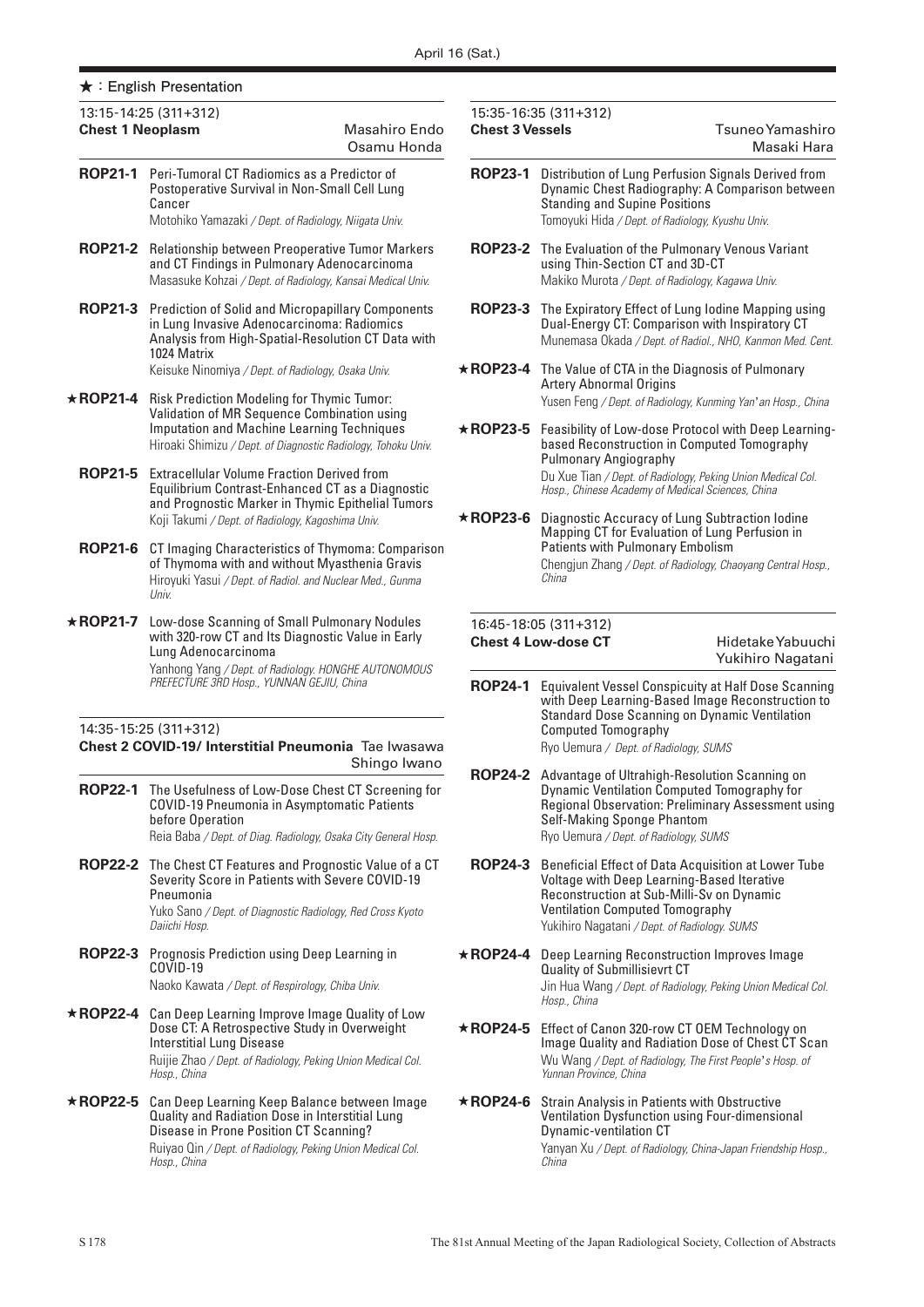★：English Presentation

13:15-14:25 (311+312)
**Chest 1 Neoplasm** Masahiro Endo, Osamu Honda

**ROP21-1** Peri-Tumoral CT Radiomics as a Predictor of Postoperative Survival in Non-Small Cell Lung Cancer
Motohiko Yamazaki */ Dept. of Radiology, Niigata Univ.*

**ROP21-2** Relationship between Preoperative Tumor Markers and CT Findings in Pulmonary Adenocarcinoma
Masasuke Kohzai */ Dept. of Radiology, Kansai Medical Univ.*

**ROP21-3** Prediction of Solid and Micropapillary Components in Lung Invasive Adenocarcinoma: Radiomics Analysis from High-Spatial-Resolution CT Data with 1024 Matrix
Keisuke Ninomiya */ Dept. of Radiology, Osaka Univ.*

**★ROP21-4** Risk Prediction Modeling for Thymic Tumor: Validation of MR Sequence Combination using Imputation and Machine Learning Techniques
Hiroaki Shimizu */ Dept. of Diagnostic Radiology, Tohoku Univ.*

**ROP21-5** Extracellular Volume Fraction Derived from Equilibrium Contrast-Enhanced CT as a Diagnostic and Prognostic Marker in Thymic Epithelial Tumors
Koji Takumi */ Dept. of Radiology, Kagoshima Univ.*

**ROP21-6** CT Imaging Characteristics of Thymoma: Comparison of Thymoma with and without Myasthenia Gravis
Hiroyuki Yasui */ Dept. of Radiol. and Nuclear Med., Gunma Univ.*

**★ROP21-7** Low-dose Scanning of Small Pulmonary Nodules with 320-row CT and Its Diagnostic Value in Early Lung Adenocarcinoma
Yanhong Yang */ Dept. of Radiology. HONGHE AUTONOMOUS PREFECTURE 3RD Hosp., YUNNAN GEJIU, China*

14:35-15:25 (311+312)
**Chest 2 COVID-19/ Interstitial Pneumonia** Tae Iwasawa, Shingo Iwano

**ROP22-1** The Usefulness of Low-Dose Chest CT Screening for COVID-19 Pneumonia in Asymptomatic Patients before Operation
Reia Baba */ Dept. of Diag. Radiology, Osaka City General Hosp.*

**ROP22-2** The Chest CT Features and Prognostic Value of a CT Severity Score in Patients with Severe COVID-19 Pneumonia
Yuko Sano */ Dept. of Diagnostic Radiology, Red Cross Kyoto Daiichi Hosp.*

**ROP22-3** Prognosis Prediction using Deep Learning in COVID-19
Naoko Kawata */ Dept. of Respirology, Chiba Univ.*

**★ROP22-4** Can Deep Learning Improve Image Quality of Low Dose CT: A Retrospective Study in Overweight Interstitial Lung Disease
Ruijie Zhao */ Dept. of Radiology, Peking Union Medical Col. Hosp., China*

**★ROP22-5** Can Deep Learning Keep Balance between Image Quality and Radiation Dose in Interstitial Lung Disease in Prone Position CT Scanning?
Ruiyao Qin */ Dept. of Radiology, Peking Union Medical Col. Hosp., China*

15:35-16:35 (311+312)
**Chest 3 Vessels** Tsuneo Yamashiro, Masaki Hara

**ROP23-1** Distribution of Lung Perfusion Signals Derived from Dynamic Chest Radiography: A Comparison between Standing and Supine Positions
Tomoyuki Hida */ Dept. of Radiology, Kyushu Univ.*

**ROP23-2** The Evaluation of the Pulmonary Venous Variant using Thin-Section CT and 3D-CT
Makiko Murota */ Dept. of Radiology, Kagawa Univ.*

**ROP23-3** The Expiratory Effect of Lung Iodine Mapping using Dual-Energy CT: Comparison with Inspiratory CT
Munemasa Okada */ Dept. of Radiol., NHO, Kanmon Med. Cent.*

**★ROP23-4** The Value of CTA in the Diagnosis of Pulmonary Artery Abnormal Origins
Yusen Feng */ Dept. of Radiology, Kunming Yan'an Hosp., China*

**★ROP23-5** Feasibility of Low-dose Protocol with Deep Learning-based Reconstruction in Computed Tomography Pulmonary Angiography
Du Xue Tian */ Dept. of Radiology, Peking Union Medical Col. Hosp., Chinese Academy of Medical Sciences, China*

**★ROP23-6** Diagnostic Accuracy of Lung Subtraction Iodine Mapping CT for Evaluation of Lung Perfusion in Patients with Pulmonary Embolism
Chengjun Zhang */ Dept. of Radiology, Chaoyang Central Hosp., China*

16:45-18:05 (311+312)
**Chest 4 Low-dose CT** Hidetake Yabuuchi, Yukihiro Nagatani

**ROP24-1** Equivalent Vessel Conspicuity at Half Dose Scanning with Deep Learning-Based Image Reconstruction to Standard Dose Scanning on Dynamic Ventilation Computed Tomography
Ryo Uemura */ Dept. of Radiology, SUMS*

**ROP24-2** Advantage of Ultrahigh-Resolution Scanning on Dynamic Ventilation Computed Tomography for Regional Observation: Preliminary Assessment using Self-Making Sponge Phantom
Ryo Uemura */ Dept. of Radiology, SUMS*

**ROP24-3** Beneficial Effect of Data Acquisition at Lower Tube Voltage with Deep Learning-Based Iterative Reconstruction at Sub-Milli-Sv on Dynamic Ventilation Computed Tomography
Yukihiro Nagatani */ Dept. of Radiology. SUMS*

**★ROP24-4** Deep Learning Reconstruction Improves Image Quality of Submillisievrt CT
Jin Hua Wang */ Dept. of Radiology, Peking Union Medical Col. Hosp., China*

**★ROP24-5** Effect of Canon 320-row CT OEM Technology on Image Quality and Radiation Dose of Chest CT Scan
Wu Wang */ Dept. of Radiology, The First People's Hosp. of Yunnan Province, China*

**★ROP24-6** Strain Analysis in Patients with Obstructive Ventilation Dysfunction using Four-dimensional Dynamic-ventilation CT
Yanyan Xu */ Dept. of Radiology, China-Japan Friendship Hosp., China*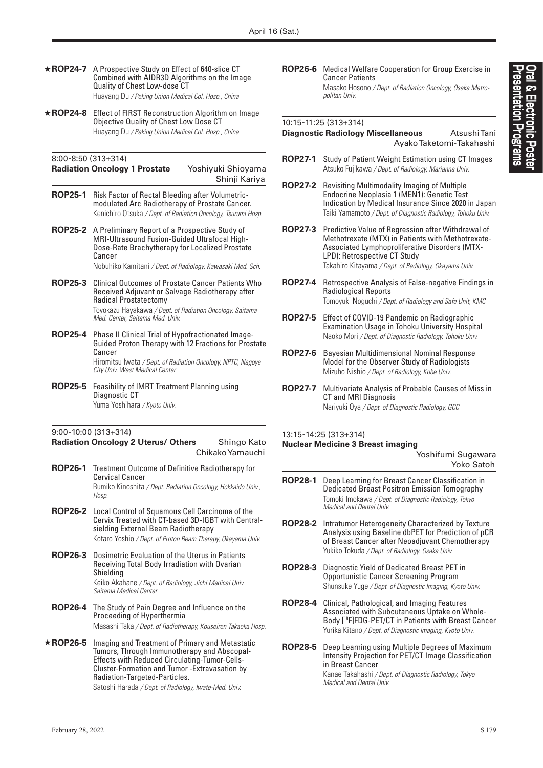**★ROP24-7** A Prospective Study on Effect of 640-slice CT Combined with AIDR3D Algorithms on the Image Quality of Chest Low-dose CT
Huayang Du */ Peking Union Medical Col. Hosp., China*

**★ROP24-8** Effect of FIRST Reconstruction Algorithm on Image Objective Quality of Chest Low Dose CT
Huayang Du */ Peking Union Medical Col. Hosp., China*

---

8:00-8:50 (313+314)
### Radiation Oncology 1 Prostate
Yoshiyuki Shioyama
Shinji Kariya

**ROP25-1** Risk Factor of Rectal Bleeding after Volumetric-modulated Arc Radiotherapy of Prostate Cancer.
Kenichiro Otsuka */ Dept. of Radiation Oncology, Tsurumi Hosp.*

**ROP25-2** A Preliminary Report of a Prospective Study of MRI-Ultrasound Fusion-Guided Ultrafocal High-Dose-Rate Brachytherapy for Localized Prostate Cancer
Nobuhiko Kamitani */ Dept. of Radiology, Kawasaki Med. Sch.*

**ROP25-3** Clinical Outcomes of Prostate Cancer Patients Who Received Adjuvant or Salvage Radiotherapy after Radical Prostatectomy
Toyokazu Hayakawa */ Dept. of Radiation Oncology. Saitama Med. Center, Saitama Med. Univ.*

**ROP25-4** Phase II Clinical Trial of Hypofractionated Image-Guided Proton Therapy with 12 Fractions for Prostate Cancer
Hiromitsu Iwata */ Dept. of Radiation Oncology, NPTC, Nagoya City Univ. West Medical Center*

**ROP25-5** Feasibility of IMRT Treatment Planning using Diagnostic CT
Yuma Yoshihara */ Kyoto Univ.*

---

9:00-10:00 (313+314)
### Radiation Oncology 2 Uterus/ Others
Shingo Kato
Chikako Yamauchi

**ROP26-1** Treatment Outcome of Definitive Radiotherapy for Cervical Cancer
Rumiko Kinoshita */ Dept. Radiation Oncology, Hokkaido Univ., Hosp.*

**ROP26-2** Local Control of Squamous Cell Carcinoma of the Cervix Treated with CT-based 3D-IGBT with Central-sielding External Beam Radiotherapy
Kotaro Yoshio */ Dept. of Proton Beam Therapy, Okayama Univ.*

**ROP26-3** Dosimetric Evaluation of the Uterus in Patients Receiving Total Body Irradiation with Ovarian Shielding
Keiko Akahane */ Dept. of Radiology, Jichi Medical Univ. Saitama Medical Center*

**ROP26-4** The Study of Pain Degree and Influence on the Proceeding of Hyperthermia
Masashi Taka */ Dept. of Radiotherapy, Kouseiren Takaoka Hosp.*

**★ROP26-5** Imaging and Treatment of Primary and Metastatic Tumors, Through Immunotherapy and Abscopal-Effects with Reduced Circulating-Tumor-Cells-Cluster-Formation and Tumor -Extravasation by Radiation-Targeted-Particles.
Satoshi Harada */ Dept. of Radiology, Iwate-Med. Univ.*

**ROP26-6** Medical Welfare Cooperation for Group Exercise in Cancer Patients
Masako Hosono */ Dept. of Radiation Oncology, Osaka Metropolitan Univ.*

---

10:15-11:25 (313+314)
### Diagnostic Radiology Miscellaneous
Atsushi Tani
Ayako Taketomi-Takahashi

**ROP27-1** Study of Patient Weight Estimation using CT Images
Atsuko Fujikawa */ Dept. of Radiology, Marianna Univ.*

**ROP27-2** Revisiting Multimodality Imaging of Multiple Endocrine Neoplasia 1 (MEN1): Genetic Test Indication by Medical Insurance Since 2020 in Japan
Taiki Yamamoto */ Dept. of Diagnostic Radiology, Tohoku Univ.*

**ROP27-3** Predictive Value of Regression after Withdrawal of Methotrexate (MTX) in Patients with Methotrexate-Associated Lymphoproliferative Disorders (MTX-LPD): Retrospective CT Study
Takahiro Kitayama */ Dept. of Radiology, Okayama Univ.*

**ROP27-4** Retrospective Analysis of False-negative Findings in Radiological Reports
Tomoyuki Noguchi */ Dept. of Radiology and Safe Unit, KMC*

**ROP27-5** Effect of COVID-19 Pandemic on Radiographic Examination Usage in Tohoku University Hospital
Naoko Mori */ Dept. of Diagnostic Radiology, Tohoku Univ.*

**ROP27-6** Bayesian Multidimensional Nominal Response Model for the Observer Study of Radiologists
Mizuho Nishio */ Dept. of Radiology, Kobe Univ.*

**ROP27-7** Multivariate Analysis of Probable Causes of Miss in CT and MRI Diagnosis
Nariyuki Oya */ Dept. of Diagnostic Radiology, GCC*

---

13:15-14:25 (313+314)
### Nuclear Medicine 3 Breast imaging
Yoshifumi Sugawara
Yoko Satoh

**ROP28-1** Deep Learning for Breast Cancer Classification in Dedicated Breast Positron Emission Tomography
Tomoki Imokawa */ Dept. of Diagnostic Radiology, Tokyo Medical and Dental Univ.*

**ROP28-2** Intratumor Heterogeneity Characterized by Texture Analysis using Baseline dbPET for Prediction of pCR of Breast Cancer after Neoadjuvant Chemotherapy
Yukiko Tokuda */ Dept. of Radiology. Osaka Univ.*

**ROP28-3** Diagnostic Yield of Dedicated Breast PET in Opportunistic Cancer Screening Program
Shunsuke Yuge */ Dept. of Diagnostic Imaging, Kyoto Univ.*

**ROP28-4** Clinical, Pathological, and Imaging Features Associated with Subcutaneous Uptake on Whole-Body [$^{18}$F]FDG-PET/CT in Patients with Breast Cancer
Yurika Kitano */ Dept. of Diagnostic Imaging, Kyoto Univ.*

**ROP28-5** Deep Learning using Multiple Degrees of Maximum Intensity Projection for PET/CT Image Classification in Breast Cancer
Kanae Takahashi */ Dept. of Diagnostic Radiology, Tokyo Medical and Dental Univ.*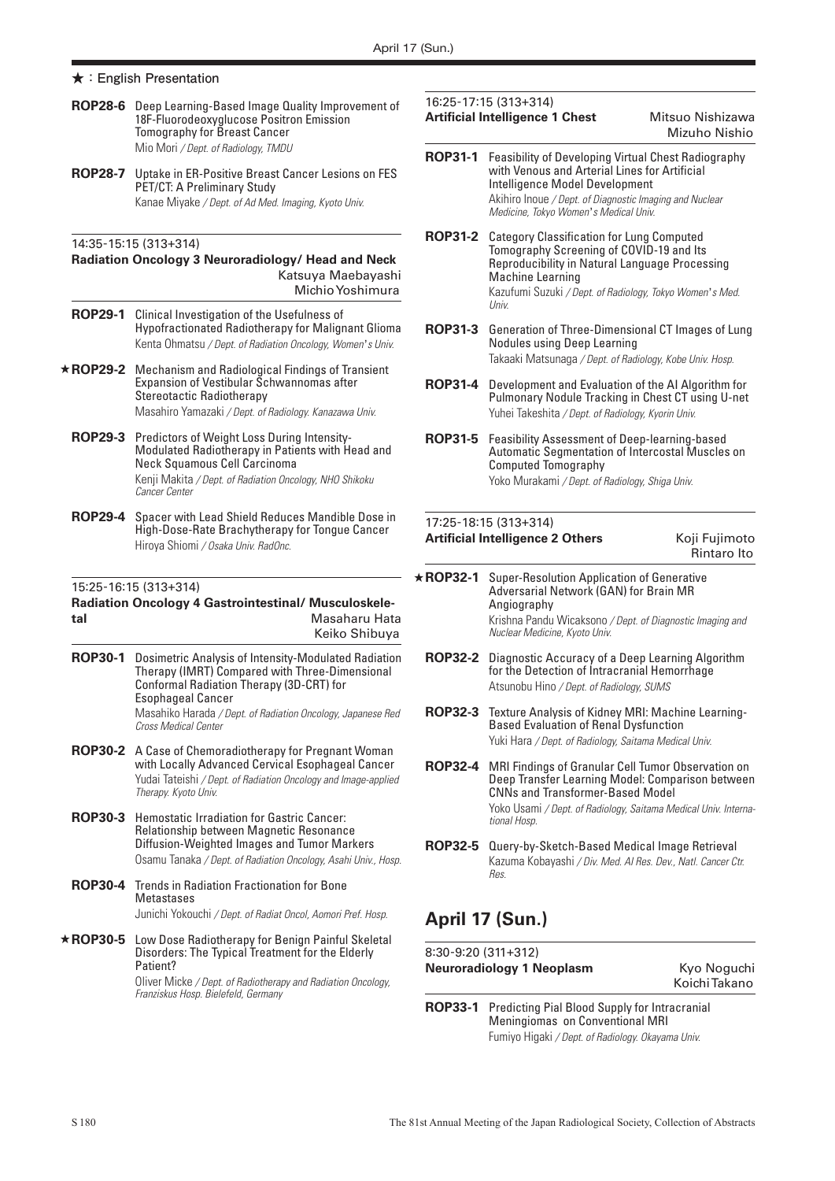★ : English Presentation

**ROP28-6** Deep Learning-Based Image Quality Improvement of 18F-Fluorodeoxyglucose Positron Emission Tomography for Breast Cancer
Mio Mori */ Dept. of Radiology, TMDU*

**ROP28-7** Uptake in ER-Positive Breast Cancer Lesions on FES PET/CT: A Preliminary Study
Kanae Miyake */ Dept. of Ad Med. Imaging, Kyoto Univ.*

14:35-15:15 (313+314)
**Radiation Oncology 3 Neuroradiology/ Head and Neck**
Katsuya Maebayashi
Michio Yoshimura

**ROP29-1** Clinical Investigation of the Usefulness of Hypofractionated Radiotherapy for Malignant Glioma
Kenta Ohmatsu */ Dept. of Radiation Oncology, Women's Univ.*

★**ROP29-2** Mechanism and Radiological Findings of Transient Expansion of Vestibular Schwannomas after Stereotactic Radiotherapy
Masahiro Yamazaki */ Dept. of Radiology. Kanazawa Univ.*

**ROP29-3** Predictors of Weight Loss During Intensity-Modulated Radiotherapy in Patients with Head and Neck Squamous Cell Carcinoma
Kenji Makita */ Dept. of Radiation Oncology, NHO Shikoku Cancer Center*

**ROP29-4** Spacer with Lead Shield Reduces Mandible Dose in High-Dose-Rate Brachytherapy for Tongue Cancer
Hiroya Shiomi */ Osaka Univ. RadOnc.*

15:25-16:15 (313+314)
**Radiation Oncology 4 Gastrointestinal/ Musculoskeletal**
Masaharu Hata
Keiko Shibuya

**ROP30-1** Dosimetric Analysis of Intensity-Modulated Radiation Therapy (IMRT) Compared with Three-Dimensional Conformal Radiation Therapy (3D-CRT) for Esophageal Cancer
Masahiko Harada */ Dept. of Radiation Oncology, Japanese Red Cross Medical Center*

**ROP30-2** A Case of Chemoradiotherapy for Pregnant Woman with Locally Advanced Cervical Esophageal Cancer
Yudai Tateishi */ Dept. of Radiation Oncology and Image-applied Therapy. Kyoto Univ.*

**ROP30-3** Hemostatic Irradiation for Gastric Cancer: Relationship between Magnetic Resonance Diffusion-Weighted Images and Tumor Markers
Osamu Tanaka */ Dept. of Radiation Oncology, Asahi Univ., Hosp.*

**ROP30-4** Trends in Radiation Fractionation for Bone Metastases
Junichi Yokouchi */ Dept. of Radiat Oncol, Aomori Pref. Hosp.*

★**ROP30-5** Low Dose Radiotherapy for Benign Painful Skeletal Disorders: The Typical Treatment for the Elderly Patient?
Oliver Micke */ Dept. of Radiotherapy and Radiation Oncology, Franziskus Hosp. Bielefeld, Germany*

16:25-17:15 (313+314)
**Artificial Intelligence 1 Chest**
Mitsuo Nishizawa
Mizuho Nishio

**ROP31-1** Feasibility of Developing Virtual Chest Radiography with Venous and Arterial Lines for Artificial Intelligence Model Development
Akihiro Inoue */ Dept. of Diagnostic Imaging and Nuclear Medicine, Tokyo Women's Medical Univ.*

**ROP31-2** Category Classification for Lung Computed Tomography Screening of COVID-19 and Its Reproducibility in Natural Language Processing Machine Learning
Kazufumi Suzuki */ Dept. of Radiology, Tokyo Women's Med. Univ.*

**ROP31-3** Generation of Three-Dimensional CT Images of Lung Nodules using Deep Learning
Takaaki Matsunaga */ Dept. of Radiology, Kobe Univ. Hosp.*

**ROP31-4** Development and Evaluation of the AI Algorithm for Pulmonary Nodule Tracking in Chest CT using U-net
Yuhei Takeshita */ Dept. of Radiology, Kyorin Univ.*

**ROP31-5** Feasibility Assessment of Deep-learning-based Automatic Segmentation of Intercostal Muscles on Computed Tomography
Yoko Murakami */ Dept. of Radiology, Shiga Univ.*

17:25-18:15 (313+314)
**Artificial Intelligence 2 Others**
Koji Fujimoto
Rintaro Ito

★**ROP32-1** Super-Resolution Application of Generative Adversarial Network (GAN) for Brain MR Angiography
Krishna Pandu Wicaksono */ Dept. of Diagnostic Imaging and Nuclear Medicine, Kyoto Univ.*

**ROP32-2** Diagnostic Accuracy of a Deep Learning Algorithm for the Detection of Intracranial Hemorrhage
Atsunobu Hino */ Dept. of Radiology, SUMS*

**ROP32-3** Texture Analysis of Kidney MRI: Machine Learning-Based Evaluation of Renal Dysfunction
Yuki Hara */ Dept. of Radiology, Saitama Medical Univ.*

**ROP32-4** MRI Findings of Granular Cell Tumor Observation on Deep Transfer Learning Model: Comparison between CNNs and Transformer-Based Model
Yoko Usami */ Dept. of Radiology, Saitama Medical Univ. International Hosp.*

**ROP32-5** Query-by-Sketch-Based Medical Image Retrieval
Kazuma Kobayashi */ Div. Med. AI Res. Dev., Natl. Cancer Ctr. Res.*

## April 17 (Sun.)

8:30-9:20 (311+312)
**Neuroradiology 1 Neoplasm**
Kyo Noguchi
Koichi Takano

**ROP33-1** Predicting Pial Blood Supply for Intracranial Meningiomas on Conventional MRI
Fumiyo Higaki */ Dept. of Radiology. Okayama Univ.*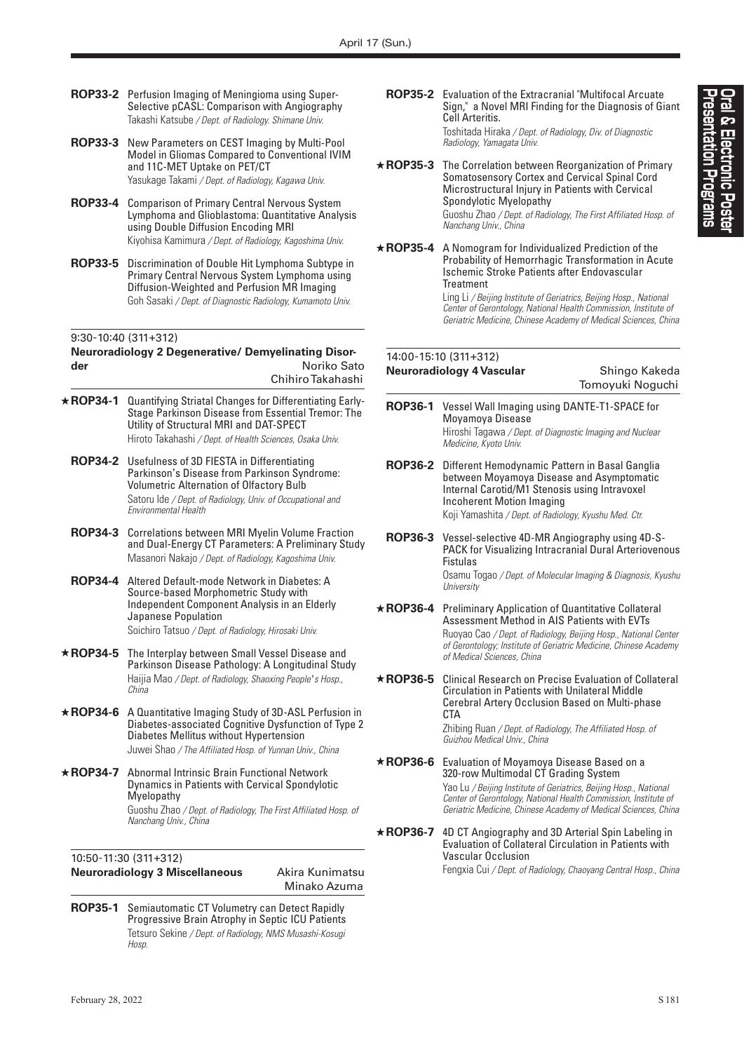**ROP33-2** Perfusion Imaging of Meningioma using Super-Selective pCASL: Comparison with Angiography
Takashi Katsube */ Dept. of Radiology. Shimane Univ.*

**ROP33-3** New Parameters on CEST Imaging by Multi-Pool Model in Gliomas Compared to Conventional IVIM and 11C-MET Uptake on PET/CT
Yasukage Takami */ Dept. of Radiology, Kagawa Univ.*

**ROP33-4** Comparison of Primary Central Nervous System Lymphoma and Glioblastoma: Quantitative Analysis using Double Diffusion Encoding MRI
Kiyohisa Kamimura */ Dept. of Radiology, Kagoshima Univ.*

**ROP33-5** Discrimination of Double Hit Lymphoma Subtype in Primary Central Nervous System Lymphoma using Diffusion-Weighted and Perfusion MR Imaging
Goh Sasaki */ Dept. of Diagnostic Radiology, Kumamoto Univ.*

9:30-10:40 (311+312)

## Neuroradiology 2 Degenerative/ Demyelinating Disorder

Noriko Sato
Chihiro Takahashi

**★ROP34-1** Quantifying Striatal Changes for Differentiating Early-Stage Parkinson Disease from Essential Tremor: The Utility of Structural MRI and DAT-SPECT
Hiroto Takahashi */ Dept. of Health Sciences, Osaka Univ.*

**ROP34-2** Usefulness of 3D FIESTA in Differentiating Parkinson's Disease from Parkinson Syndrome: Volumetric Alternation of Olfactory Bulb
Satoru Ide */ Dept. of Radiology, Univ. of Occupational and Environmental Health*

**ROP34-3** Correlations between MRI Myelin Volume Fraction and Dual-Energy CT Parameters: A Preliminary Study
Masanori Nakajo */ Dept. of Radiology, Kagoshima Univ.*

**ROP34-4** Altered Default-mode Network in Diabetes: A Source-based Morphometric Study with Independent Component Analysis in an Elderly Japanese Population
Soichiro Tatsuo */ Dept. of Radiology, Hirosaki Univ.*

**★ROP34-5** The Interplay between Small Vessel Disease and Parkinson Disease Pathology: A Longitudinal Study
Haijia Mao */ Dept. of Radiology, Shaoxing People's Hosp., China*

**★ROP34-6** A Quantitative Imaging Study of 3D-ASL Perfusion in Diabetes-associated Cognitive Dysfunction of Type 2 Diabetes Mellitus without Hypertension
Juwei Shao */ The Affiliated Hosp. of Yunnan Univ., China*

**★ROP34-7** Abnormal Intrinsic Brain Functional Network Dynamics in Patients with Cervical Spondylotic Myelopathy
Guoshu Zhao */ Dept. of Radiology, The First Affiliated Hosp. of Nanchang Univ., China*

10:50-11:30 (311+312)

## Neuroradiology 3 Miscellaneous

Akira Kunimatsu
Minako Azuma

**ROP35-1** Semiautomatic CT Volumetry can Detect Rapidly Progressive Brain Atrophy in Septic ICU Patients
Tetsuro Sekine */ Dept. of Radiology, NMS Musashi-Kosugi Hosp.*

**ROP35-2** Evaluation of the Extracranial "Multifocal Arcuate Sign," a Novel MRI Finding for the Diagnosis of Giant Cell Arteritis.
Toshitada Hiraka */ Dept. of Radiology, Div. of Diagnostic Radiology, Yamagata Univ.*

**★ROP35-3** The Correlation between Reorganization of Primary Somatosensory Cortex and Cervical Spinal Cord Microstructural Injury in Patients with Cervical Spondylotic Myelopathy
Guoshu Zhao */ Dept. of Radiology, The First Affiliated Hosp. of Nanchang Univ., China*

**★ROP35-4** A Nomogram for Individualized Prediction of the Probability of Hemorrhagic Transformation in Acute Ischemic Stroke Patients after Endovascular Treatment
Ling Li */ Beijing Institute of Geriatrics, Beijing Hosp., National Center of Gerontology, National Health Commission, Institute of Geriatric Medicine, Chinese Academy of Medical Sciences, China*

14:00-15:10 (311+312)

## Neuroradiology 4 Vascular

Shingo Kakeda
Tomoyuki Noguchi

**ROP36-1** Vessel Wall Imaging using DANTE-T1-SPACE for Moyamoya Disease
Hiroshi Tagawa */ Dept. of Diagnostic Imaging and Nuclear Medicine, Kyoto Univ.*

**ROP36-2** Different Hemodynamic Pattern in Basal Ganglia between Moyamoya Disease and Asymptomatic Internal Carotid/M1 Stenosis using Intravoxel Incoherent Motion Imaging
Koji Yamashita */ Dept. of Radiology, Kyushu Med. Ctr.*

**ROP36-3** Vessel-selective 4D-MR Angiography using 4D-S-PACK for Visualizing Intracranial Dural Arteriovenous Fistulas
Osamu Togao */ Dept. of Molecular Imaging & Diagnosis, Kyushu University*

**★ROP36-4** Preliminary Application of Quantitative Collateral Assessment Method in AIS Patients with EVTs
Ruoyao Cao */ Dept. of Radiology, Beijing Hosp., National Center of Gerontology; Institute of Geriatric Medicine, Chinese Academy of Medical Sciences, China*

**★ROP36-5** Clinical Research on Precise Evaluation of Collateral Circulation in Patients with Unilateral Middle Cerebral Artery Occlusion Based on Multi-phase CTA
Zhibing Ruan */ Dept. of Radiology, The Affiliated Hosp. of Guizhou Medical Univ., China*

**★ROP36-6** Evaluation of Moyamoya Disease Based on a 320-row Multimodal CT Grading System
Yao Lu */ Beijing Institute of Geriatrics, Beijing Hosp., National Center of Gerontology, National Health Commission, Institute of Geriatric Medicine, Chinese Academy of Medical Sciences, China*

**★ROP36-7** 4D CT Angiography and 3D Arterial Spin Labeling in Evaluation of Collateral Circulation in Patients with Vascular Occlusion
Fengxia Cui */ Dept. of Radiology, Chaoyang Central Hosp., China*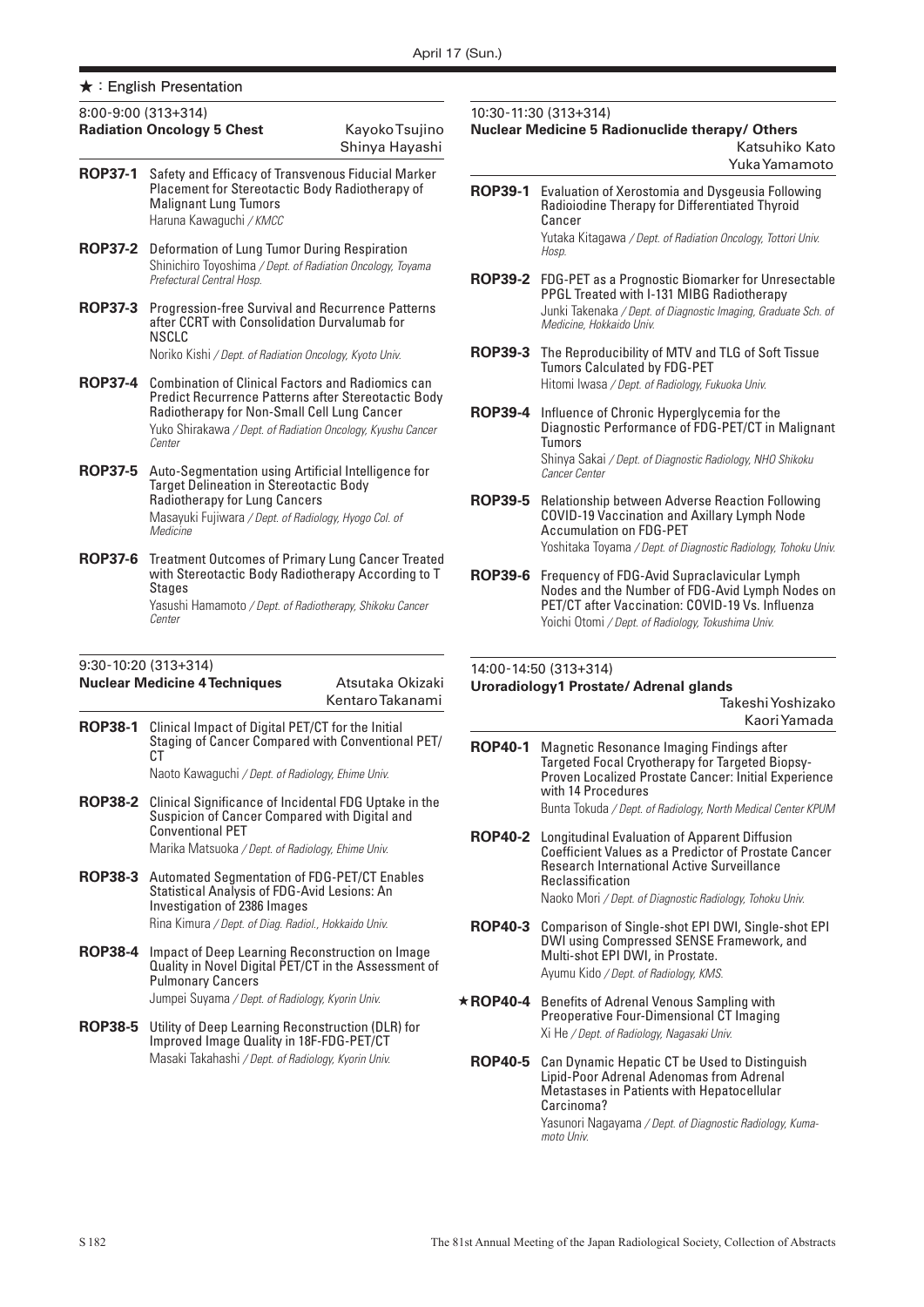★：English Presentation

## 8:00-9:00 (313+314)
**Radiation Oncology 5 Chest** — Kayoko Tsujino, Shinya Hayashi

**ROP37-1** Safety and Efficacy of Transvenous Fiducial Marker Placement for Stereotactic Body Radiotherapy of Malignant Lung Tumors
Haruna Kawaguchi */ KMCC*

**ROP37-2** Deformation of Lung Tumor During Respiration
Shinichiro Toyoshima */ Dept. of Radiation Oncology, Toyama Prefectural Central Hosp.*

**ROP37-3** Progression-free Survival and Recurrence Patterns after CCRT with Consolidation Durvalumab for NSCLC
Noriko Kishi */ Dept. of Radiation Oncology, Kyoto Univ.*

**ROP37-4** Combination of Clinical Factors and Radiomics can Predict Recurrence Patterns after Stereotactic Body Radiotherapy for Non-Small Cell Lung Cancer
Yuko Shirakawa */ Dept. of Radiation Oncology, Kyushu Cancer Center*

**ROP37-5** Auto-Segmentation using Artificial Intelligence for Target Delineation in Stereotactic Body Radiotherapy for Lung Cancers
Masayuki Fujiwara */ Dept. of Radiology, Hyogo Col. of Medicine*

**ROP37-6** Treatment Outcomes of Primary Lung Cancer Treated with Stereotactic Body Radiotherapy According to T Stages
Yasushi Hamamoto */ Dept. of Radiotherapy, Shikoku Cancer Center*

## 9:30-10:20 (313+314)
**Nuclear Medicine 4 Techniques** — Atsutaka Okizaki, Kentaro Takanami

**ROP38-1** Clinical Impact of Digital PET/CT for the Initial Staging of Cancer Compared with Conventional PET/CT
Naoto Kawaguchi */ Dept. of Radiology, Ehime Univ.*

**ROP38-2** Clinical Significance of Incidental FDG Uptake in the Suspicion of Cancer Compared with Digital and Conventional PET
Marika Matsuoka */ Dept. of Radiology, Ehime Univ.*

**ROP38-3** Automated Segmentation of FDG-PET/CT Enables Statistical Analysis of FDG-Avid Lesions: An Investigation of 2386 Images
Rina Kimura */ Dept. of Diag. Radiol., Hokkaido Univ.*

**ROP38-4** Impact of Deep Learning Reconstruction on Image Quality in Novel Digital PET/CT in the Assessment of Pulmonary Cancers
Jumpei Suyama */ Dept. of Radiology, Kyorin Univ.*

**ROP38-5** Utility of Deep Learning Reconstruction (DLR) for Improved Image Quality in 18F-FDG-PET/CT
Masaki Takahashi */ Dept. of Radiology, Kyorin Univ.*

## 10:30-11:30 (313+314)
**Nuclear Medicine 5 Radionuclide therapy/ Others** — Katsuhiko Kato, Yuka Yamamoto

**ROP39-1** Evaluation of Xerostomia and Dysgeusia Following Radioiodine Therapy for Differentiated Thyroid Cancer
Yutaka Kitagawa */ Dept. of Radiation Oncology, Tottori Univ. Hosp.*

**ROP39-2** FDG-PET as a Prognostic Biomarker for Unresectable PPGL Treated with I-131 MIBG Radiotherapy
Junki Takenaka */ Dept. of Diagnostic Imaging, Graduate Sch. of Medicine, Hokkaido Univ.*

**ROP39-3** The Reproducibility of MTV and TLG of Soft Tissue Tumors Calculated by FDG-PET
Hitomi Iwasa */ Dept. of Radiology, Fukuoka Univ.*

**ROP39-4** Influence of Chronic Hyperglycemia for the Diagnostic Performance of FDG-PET/CT in Malignant Tumors
Shinya Sakai */ Dept. of Diagnostic Radiology, NHO Shikoku Cancer Center*

**ROP39-5** Relationship between Adverse Reaction Following COVID-19 Vaccination and Axillary Lymph Node Accumulation on FDG-PET
Yoshitaka Toyama */ Dept. of Diagnostic Radiology, Tohoku Univ.*

**ROP39-6** Frequency of FDG-Avid Supraclavicular Lymph Nodes and the Number of FDG-Avid Lymph Nodes on PET/CT after Vaccination: COVID-19 Vs. Influenza
Yoichi Otomi */ Dept. of Radiology, Tokushima Univ.*

## 14:00-14:50 (313+314)
**Uroradiology1 Prostate/ Adrenal glands** — Takeshi Yoshizako, Kaori Yamada

**ROP40-1** Magnetic Resonance Imaging Findings after Targeted Focal Cryotherapy for Targeted Biopsy-Proven Localized Prostate Cancer: Initial Experience with 14 Procedures
Bunta Tokuda */ Dept. of Radiology, North Medical Center KPUM*

**ROP40-2** Longitudinal Evaluation of Apparent Diffusion Coefficient Values as a Predictor of Prostate Cancer Research International Active Surveillance Reclassification
Naoko Mori */ Dept. of Diagnostic Radiology, Tohoku Univ.*

**ROP40-3** Comparison of Single-shot EPI DWI, Single-shot EPI DWI using Compressed SENSE Framework, and Multi-shot EPI DWI, in Prostate.
Ayumu Kido */ Dept. of Radiology, KMS.*

★**ROP40-4** Benefits of Adrenal Venous Sampling with Preoperative Four-Dimensional CT Imaging
Xi He */ Dept. of Radiology, Nagasaki Univ.*

**ROP40-5** Can Dynamic Hepatic CT be Used to Distinguish Lipid-Poor Adrenal Adenomas from Adrenal Metastases in Patients with Hepatocellular Carcinoma?
Yasunori Nagayama */ Dept. of Diagnostic Radiology, Kumamoto Univ.*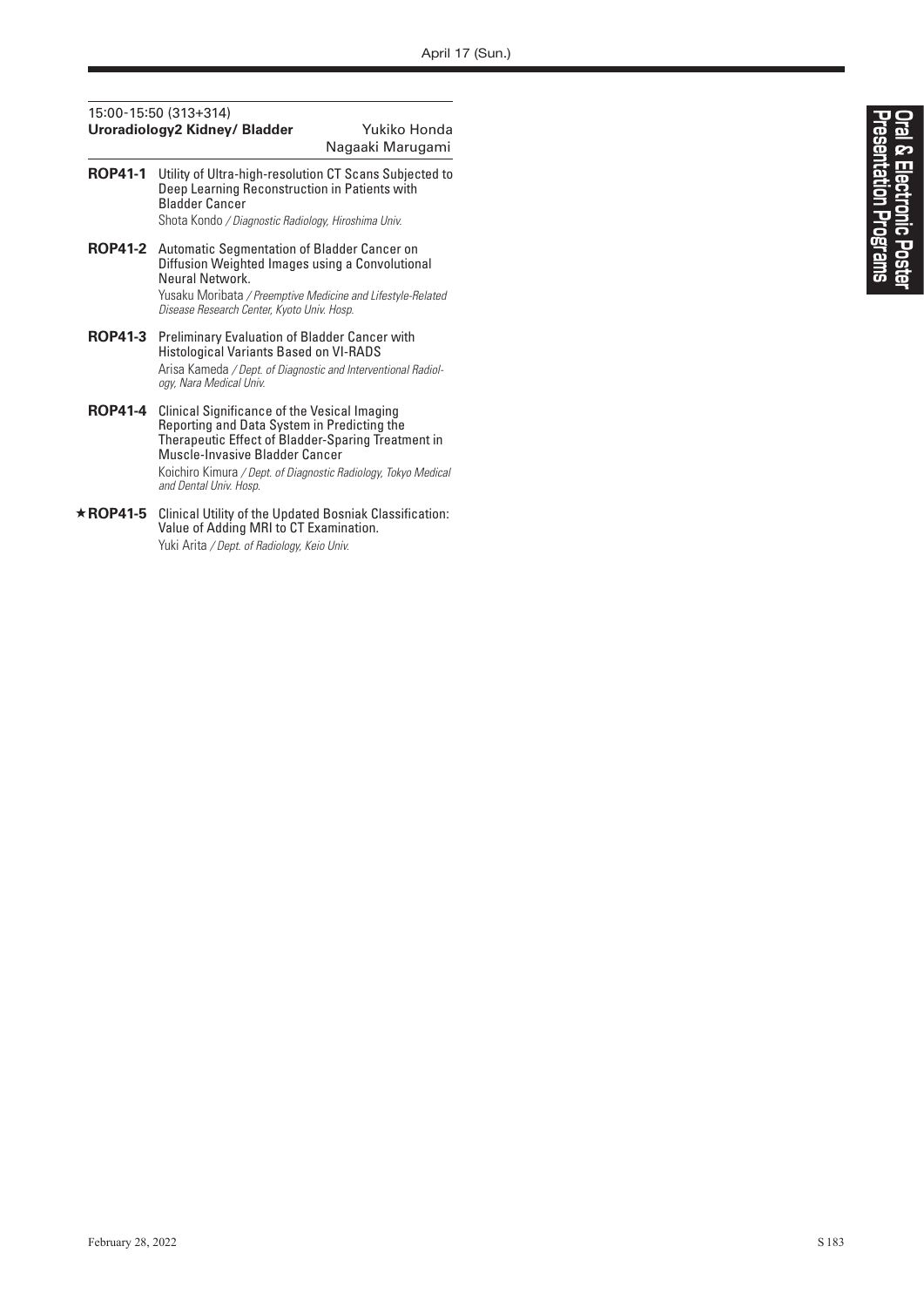15:00-15:50 (313+314)

**Uroradiology2 Kidney/ Bladder** Yukiko Honda, Nagaaki Marugami

**ROP41-1** Utility of Ultra-high-resolution CT Scans Subjected to Deep Learning Reconstruction in Patients with Bladder Cancer
Shota Kondo */ Diagnostic Radiology, Hiroshima Univ.*

**ROP41-2** Automatic Segmentation of Bladder Cancer on Diffusion Weighted Images using a Convolutional Neural Network.
Yusaku Moribata */ Preemptive Medicine and Lifestyle-Related Disease Research Center, Kyoto Univ. Hosp.*

**ROP41-3** Preliminary Evaluation of Bladder Cancer with Histological Variants Based on VI-RADS
Arisa Kameda */ Dept. of Diagnostic and Interventional Radiology, Nara Medical Univ.*

**ROP41-4** Clinical Significance of the Vesical Imaging Reporting and Data System in Predicting the Therapeutic Effect of Bladder-Sparing Treatment in Muscle-Invasive Bladder Cancer
Koichiro Kimura */ Dept. of Diagnostic Radiology, Tokyo Medical and Dental Univ. Hosp.*

**★ROP41-5** Clinical Utility of the Updated Bosniak Classification: Value of Adding MRI to CT Examination.
Yuki Arita */ Dept. of Radiology, Keio Univ.*